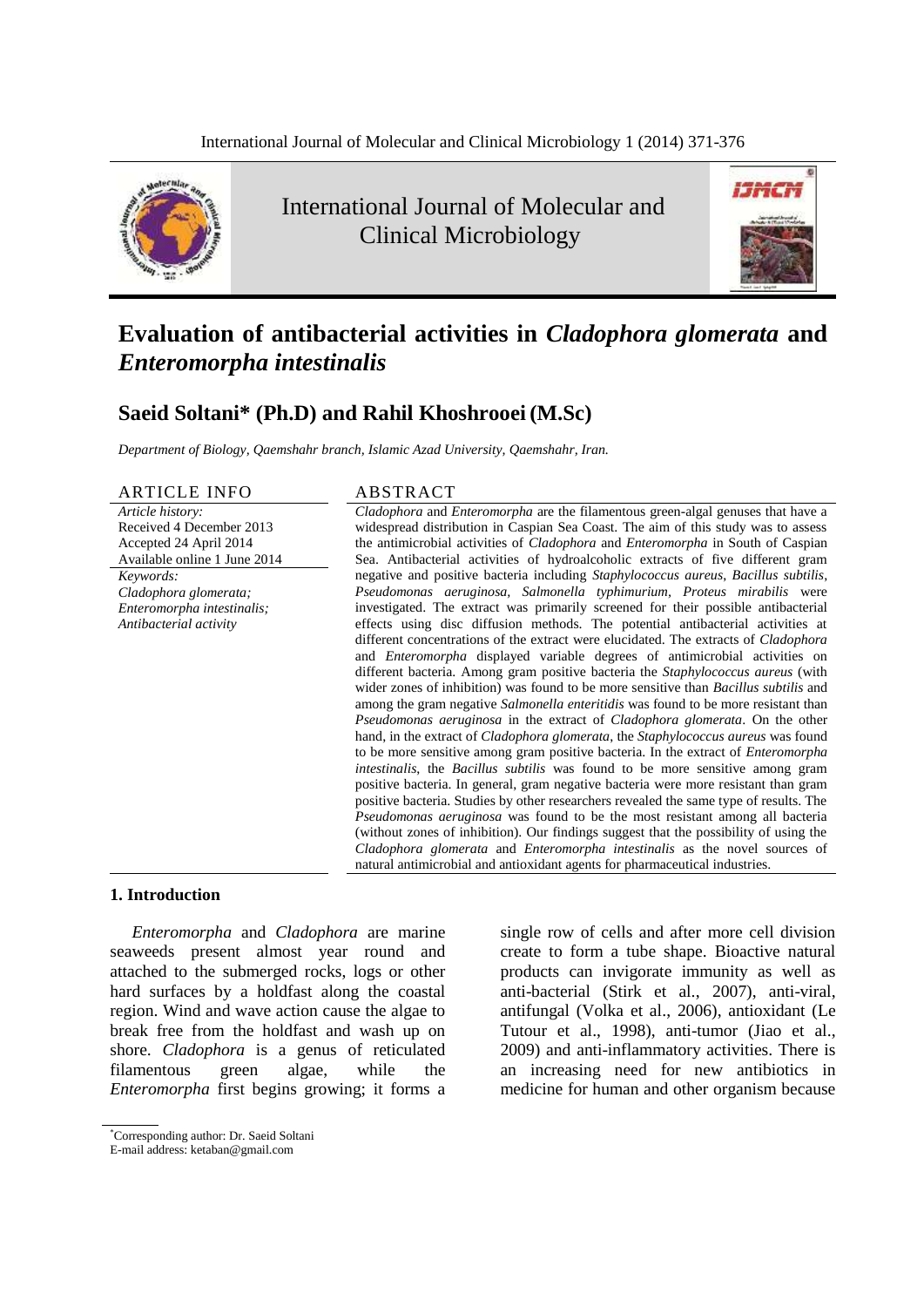# Evaluation of antibacterial activities in *Cladophora glomerata* and *Enteromorpha intestinalis*

## Saeid Soltani* (Ph.D) and Rahil Khoshrooei (M.Sc)

*Department of Biology, Qaemshahr branch, Islamic Azad University, Qaemshahr, Iran.*

**ARTICLE INFO**

*Article history:*
Received 4 December 2013
Accepted 24 April 2014
Available online 1 June 2014

*Keywords:*
*Cladophora glomerata;*
*Enteromorpha intestinalis;*
*Antibacterial activity*

**ABSTRACT**

*Cladophora* and *Enteromorpha* are the filamentous green-algal genuses that have a widespread distribution in Caspian Sea Coast. The aim of this study was to assess the antimicrobial activities of *Cladophora* and *Enteromorpha* in South of Caspian Sea. Antibacterial activities of hydroalcoholic extracts of five different gram negative and positive bacteria including *Staphylococcus aureus*, *Bacillus subtilis*, *Pseudomonas aeruginosa, Salmonella typhimurium*, *Proteus mirabilis* were investigated. The extract was primarily screened for their possible antibacterial effects using disc diffusion methods. The potential antibacterial activities at different concentrations of the extract were elucidated. The extracts of *Cladophora* and *Enteromorpha* displayed variable degrees of antimicrobial activities on different bacteria. Among gram positive bacteria the *Staphylococcus aureus* (with wider zones of inhibition) was found to be more sensitive than *Bacillus subtilis* and among the gram negative *Salmonella enteritidis* was found to be more resistant than *Pseudomonas aeruginosa* in the extract of *Cladophora glomerata*. On the other hand, in the extract of *Cladophora glomerata*, the *Staphylococcus aureus* was found to be more sensitive among gram positive bacteria. In the extract of *Enteromorpha intestinalis*, the *Bacillus subtilis* was found to be more sensitive among gram positive bacteria. In general, gram negative bacteria were more resistant than gram positive bacteria. Studies by other researchers revealed the same type of results. The *Pseudomonas aeruginosa* was found to be the most resistant among all bacteria (without zones of inhibition). Our findings suggest that the possibility of using the *Cladophora glomerata* and *Enteromorpha intestinalis* as the novel sources of natural antimicrobial and antioxidant agents for pharmaceutical industries.

### 1. Introduction

*Enteromorpha* and *Cladophora* are marine seaweeds present almost year round and attached to the submerged rocks, logs or other hard surfaces by a holdfast along the coastal region. Wind and wave action cause the algae to break free from the holdfast and wash up on shore. *Cladophora* is a genus of reticulated filamentous green algae, while the *Enteromorpha* first begins growing; it forms a single row of cells and after more cell division create to form a tube shape. Bioactive natural products can invigorate immunity as well as anti-bacterial (Stirk et al., 2007), anti-viral, antifungal (Volka et al., 2006), antioxidant (Le Tutour et al., 1998), anti-tumor (Jiao et al., 2009) and anti-inflammatory activities. There is an increasing need for new antibiotics in medicine for human and other organism because

*Corresponding author: Dr. Saeid Soltani
E-mail address: ketaban@gmail.com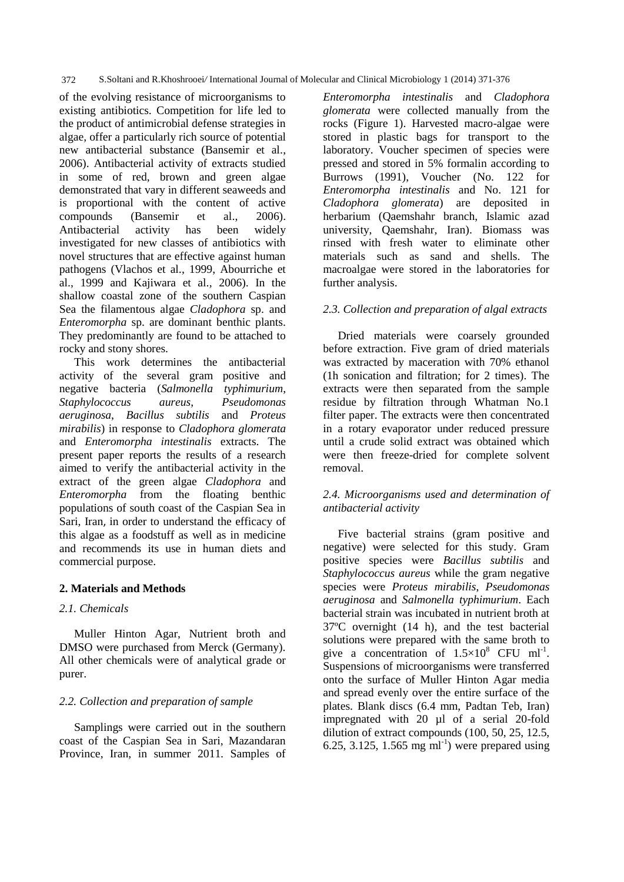of the evolving resistance of microorganisms to existing antibiotics. Competition for life led to the product of antimicrobial defense strategies in algae, offer a particularly rich source of potential new antibacterial substance (Bansemir et al., 2006). Antibacterial activity of extracts studied in some of red, brown and green algae demonstrated that vary in different seaweeds and is proportional with the content of active compounds (Bansemir et al., 2006). Antibacterial activity has been widely investigated for new classes of antibiotics with novel structures that are effective against human pathogens (Vlachos et al., 1999, Abourriche et al., 1999 and Kajiwara et al., 2006). In the shallow coastal zone of the southern Caspian Sea the filamentous algae *Cladophora* sp. and *Enteromorpha* sp. are dominant benthic plants. They predominantly are found to be attached to rocky and stony shores.

This work determines the antibacterial activity of the several gram positive and negative bacteria (*Salmonella typhimurium*, *Staphylococcus aureus*, *Pseudomonas aeruginosa*, *Bacillus subtilis* and *Proteus mirabilis*) in response to *Cladophora glomerata* and *Enteromorpha intestinalis* extracts. The present paper reports the results of a research aimed to verify the antibacterial activity in the extract of the green algae *Cladophora* and *Enteromorpha* from the floating benthic populations of south coast of the Caspian Sea in Sari, Iran, in order to understand the efficacy of this algae as a foodstuff as well as in medicine and recommends its use in human diets and commercial purpose.

## 2. Materials and Methods

### *2.1. Chemicals*

Muller Hinton Agar, Nutrient broth and DMSO were purchased from Merck (Germany). All other chemicals were of analytical grade or purer.

### *2.2. Collection and preparation of sample*

Samplings were carried out in the southern coast of the Caspian Sea in Sari, Mazandaran Province, Iran, in summer 2011. Samples of *Enteromorpha intestinalis* and *Cladophora glomerata* were collected manually from the rocks (Figure 1). Harvested macro-algae were stored in plastic bags for transport to the laboratory. Voucher specimen of species were pressed and stored in 5% formalin according to Burrows (1991), Voucher (No. 122 for *Enteromorpha intestinalis* and No. 121 for *Cladophora glomerata*) are deposited in herbarium (Qaemshahr branch, Islamic azad university, Qaemshahr, Iran). Biomass was rinsed with fresh water to eliminate other materials such as sand and shells. The macroalgae were stored in the laboratories for further analysis.

### *2.3. Collection and preparation of algal extracts*

Dried materials were coarsely grounded before extraction. Five gram of dried materials was extracted by maceration with 70% ethanol (1h sonication and filtration; for 2 times). The extracts were then separated from the sample residue by filtration through Whatman No.1 filter paper. The extracts were then concentrated in a rotary evaporator under reduced pressure until a crude solid extract was obtained which were then freeze-dried for complete solvent removal.

### *2.4. Microorganisms used and determination of antibacterial activity*

Five bacterial strains (gram positive and negative) were selected for this study. Gram positive species were *Bacillus subtilis* and *Staphylococcus aureus* while the gram negative species were *Proteus mirabilis*, *Pseudomonas aeruginosa* and *Salmonella typhimurium*. Each bacterial strain was incubated in nutrient broth at 37ºC overnight (14 h), and the test bacterial solutions were prepared with the same broth to give a concentration of $1.5\times10^{8}$ CFU ml$^{-1}$. Suspensions of microorganisms were transferred onto the surface of Muller Hinton Agar media and spread evenly over the entire surface of the plates. Blank discs (6.4 mm, Padtan Teb, Iran) impregnated with 20 µl of a serial 20-fold dilution of extract compounds (100, 50, 25, 12.5, 6.25, 3.125, 1.565 mg ml$^{-1}$) were prepared using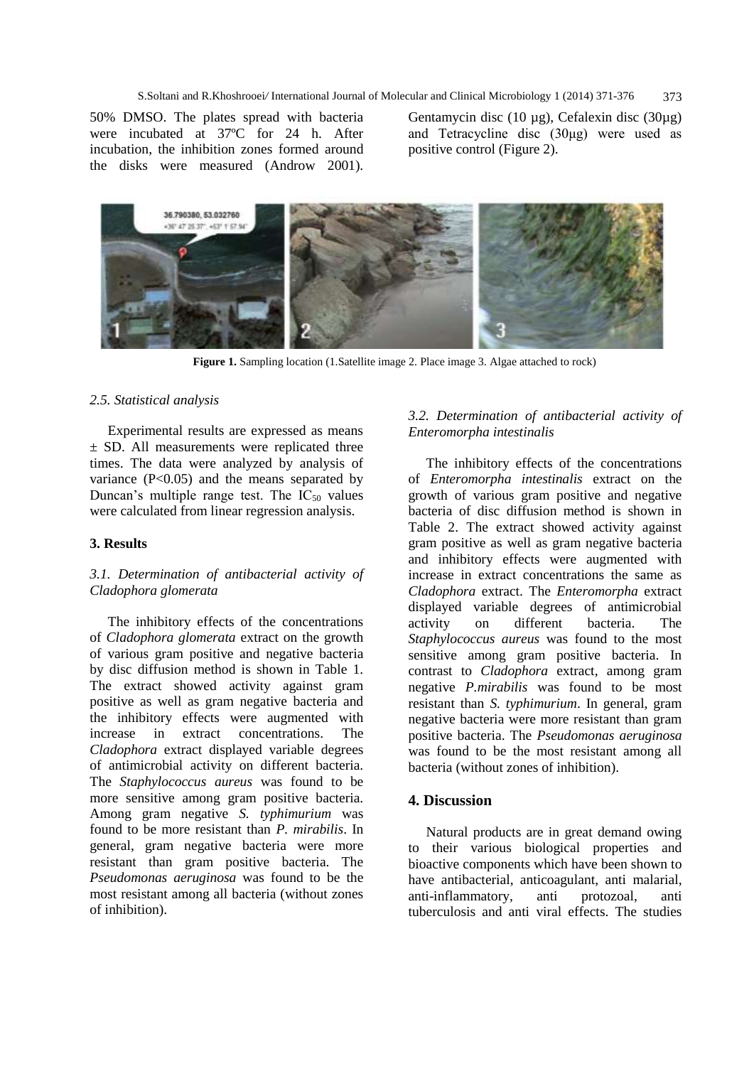50% DMSO. The plates spread with bacteria were incubated at 37ºC for 24 h. After incubation, the inhibition zones formed around the disks were measured (Androw 2001). Gentamycin disc (10 µg), Cefalexin disc (30µg) and Tetracycline disc (30µg) were used as positive control (Figure 2).

**Figure 1.** Sampling location (1.Satellite image 2. Place image 3. Algae attached to rock)

### *2.5. Statistical analysis*

Experimental results are expressed as means ± SD. All measurements were replicated three times. The data were analyzed by analysis of variance ($P<0.05$) and the means separated by Duncan's multiple range test. The $IC_{50}$ values were calculated from linear regression analysis.

## 3. Results

### *3.1. Determination of antibacterial activity of Cladophora glomerata*

The inhibitory effects of the concentrations of *Cladophora glomerata* extract on the growth of various gram positive and negative bacteria by disc diffusion method is shown in Table 1. The extract showed activity against gram positive as well as gram negative bacteria and the inhibitory effects were augmented with increase in extract concentrations. The *Cladophora* extract displayed variable degrees of antimicrobial activity on different bacteria. The *Staphylococcus aureus* was found to be more sensitive among gram positive bacteria. Among gram negative *S. typhimurium* was found to be more resistant than *P. mirabilis*. In general, gram negative bacteria were more resistant than gram positive bacteria. The *Pseudomonas aeruginosa* was found to be the most resistant among all bacteria (without zones of inhibition).

### *3.2. Determination of antibacterial activity of Enteromorpha intestinalis*

The inhibitory effects of the concentrations of *Enteromorpha intestinalis* extract on the growth of various gram positive and negative bacteria of disc diffusion method is shown in Table 2. The extract showed activity against gram positive as well as gram negative bacteria and inhibitory effects were augmented with increase in extract concentrations the same as *Cladophora* extract. The *Enteromorpha* extract displayed variable degrees of antimicrobial activity on different bacteria. The *Staphylococcus aureus* was found to the most sensitive among gram positive bacteria. In contrast to *Cladophora* extract, among gram negative *P.mirabilis* was found to be most resistant than *S. typhimurium*. In general, gram negative bacteria were more resistant than gram positive bacteria. The *Pseudomonas aeruginosa* was found to be the most resistant among all bacteria (without zones of inhibition).

## 4. Discussion

Natural products are in great demand owing to their various biological properties and bioactive components which have been shown to have antibacterial, anticoagulant, anti malarial, anti-inflammatory, anti protozoal, anti tuberculosis and anti viral effects. The studies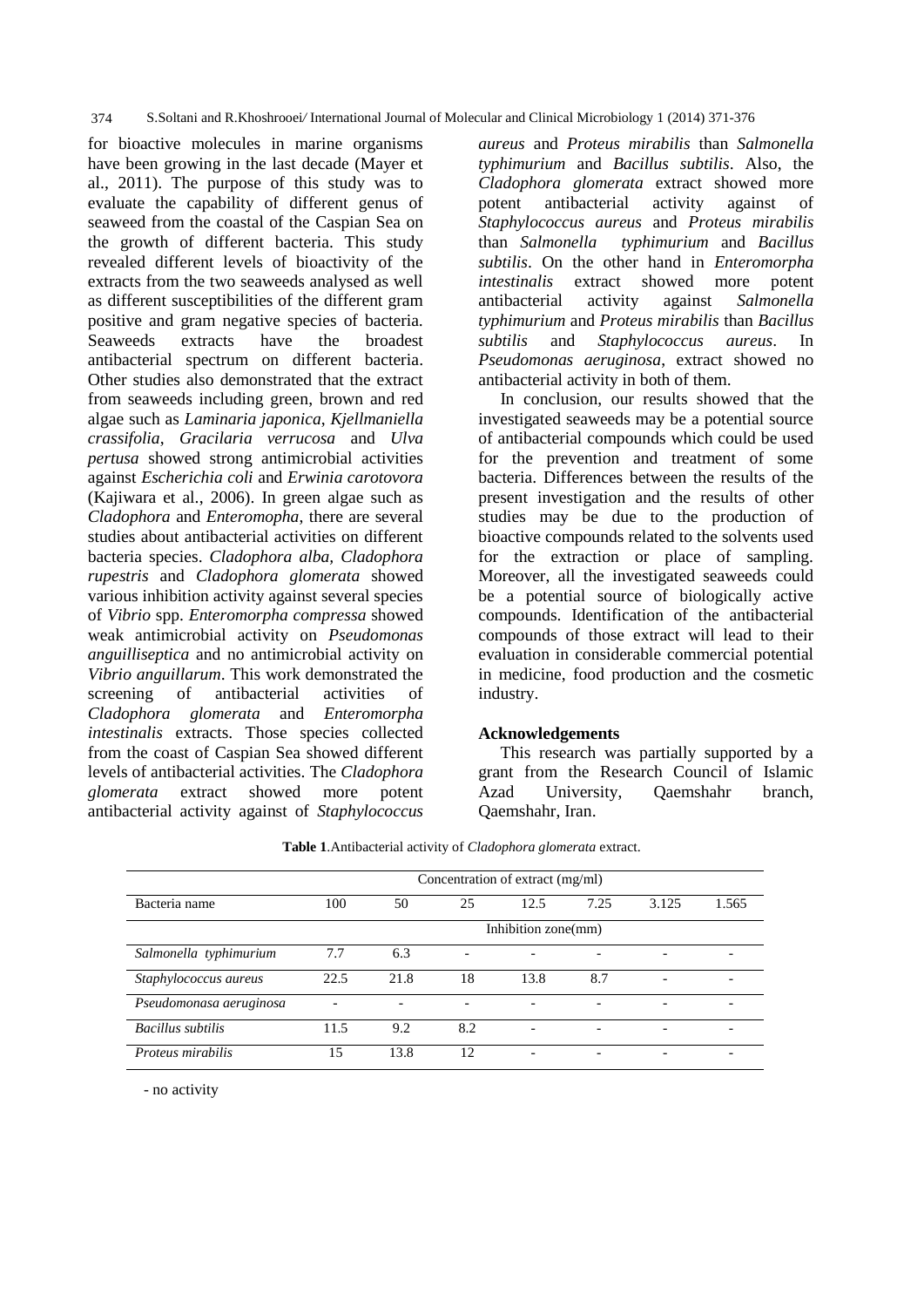for bioactive molecules in marine organisms have been growing in the last decade (Mayer et al., 2011). The purpose of this study was to evaluate the capability of different genus of seaweed from the coastal of the Caspian Sea on the growth of different bacteria. This study revealed different levels of bioactivity of the extracts from the two seaweeds analysed as well as different susceptibilities of the different gram positive and gram negative species of bacteria. Seaweeds extracts have the broadest antibacterial spectrum on different bacteria. Other studies also demonstrated that the extract from seaweeds including green, brown and red algae such as *Laminaria japonica*, *Kjellmaniella crassifolia*, *Gracilaria verrucosa* and *Ulva pertusa* showed strong antimicrobial activities against *Escherichia coli* and *Erwinia carotovora* (Kajiwara et al., 2006). In green algae such as *Cladophora* and *Enteromopha*, there are several studies about antibacterial activities on different bacteria species. *Cladophora alba, Cladophora rupestris* and *Cladophora glomerata* showed various inhibition activity against several species of *Vibrio* spp. *Enteromorpha compressa* showed weak antimicrobial activity on *Pseudomonas anguilliseptica* and no antimicrobial activity on *Vibrio anguillarum*. This work demonstrated the screening of antibacterial activities of *Cladophora glomerata* and *Enteromorpha intestinalis* extracts. Those species collected from the coast of Caspian Sea showed different levels of antibacterial activities. The *Cladophora glomerata* extract showed more potent antibacterial activity against of *Staphylococcus aureus* and *Proteus mirabilis* than *Salmonella typhimurium* and *Bacillus subtilis*. Also, the *Cladophora glomerata* extract showed more potent antibacterial activity against of *Staphylococcus aureus* and *Proteus mirabilis* than *Salmonella typhimurium* and *Bacillus subtilis*. On the other hand in *Enteromorpha intestinalis* extract showed more potent antibacterial activity against *Salmonella typhimurium* and *Proteus mirabilis* than *Bacillus subtilis* and *Staphylococcus aureus*. In *Pseudomonas aeruginosa*, extract showed no antibacterial activity in both of them.

In conclusion, our results showed that the investigated seaweeds may be a potential source of antibacterial compounds which could be used for the prevention and treatment of some bacteria. Differences between the results of the present investigation and the results of other studies may be due to the production of bioactive compounds related to the solvents used for the extraction or place of sampling. Moreover, all the investigated seaweeds could be a potential source of biologically active compounds. Identification of the antibacterial compounds of those extract will lead to their evaluation in considerable commercial potential in medicine, food production and the cosmetic industry.

## Acknowledgements

This research was partially supported by a grant from the Research Council of Islamic Azad University, Qaemshahr branch, Qaemshahr, Iran.

**Table 1**.Antibacterial activity of *Cladophora glomerata* extract.

| | Concentration of extract (mg/ml) | | | | | | |
|---|---|---|---|---|---|---|---|
| Bacteria name | 100 | 50 | 25 | 12.5 | 7.25 | 3.125 | 1.565 |
| | Inhibition zone(mm) | | | | | | |
| *Salmonella typhimurium* | 7.7 | 6.3 | - | - | - | - | - |
| *Staphylococcus aureus* | 22.5 | 21.8 | 18 | 13.8 | 8.7 | - | - |
| *Pseudomonasa aeruginosa* | - | - | - | - | - | - | - |
| *Bacillus subtilis* | 11.5 | 9.2 | 8.2 | - | - | - | - |
| *Proteus mirabilis* | 15 | 13.8 | 12 | - | - | - | - |

- no activity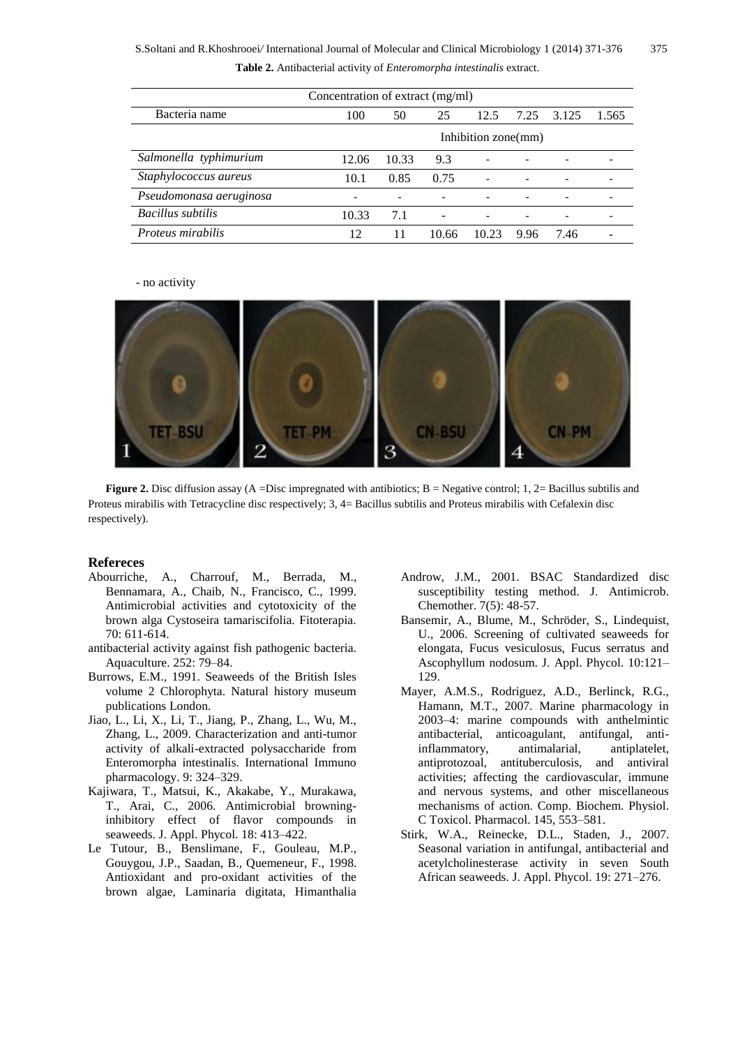**Table 2.** Antibacterial activity of *Enteromorpha intestinalis* extract.

| Bacteria name | Concentration of extract (mg/ml) | | | | | | |
|---|---|---|---|---|---|---|---|
| | 100 | 50 | 25 | 12.5 | 7.25 | 3.125 | 1.565 |
| | Inhibition zone(mm) | | | | | | |
| *Salmonella typhimurium* | 12.06 | 10.33 | 9.3 | - | - | - | - |
| *Staphylococcus aureus* | 10.1 | 0.85 | 0.75 | - | - | - | - |
| *Pseudomonasa aeruginosa* | - | - | - | - | - | - | - |
| *Bacillus subtilis* | 10.33 | 7.1 | - | - | - | - | - |
| *Proteus mirabilis* | 12 | 11 | 10.66 | 10.23 | 9.96 | 7.46 | - |

- no activity

**Figure 2.** Disc diffusion assay (A =Disc impregnated with antibiotics; B = Negative control; 1, 2= Bacillus subtilis and Proteus mirabilis with Tetracycline disc respectively; 3, 4= Bacillus subtilis and Proteus mirabilis with Cefalexin disc respectively).

## Refereces

Abourriche, A., Charrouf, M., Berrada, M., Bennamara, A., Chaib, N., Francisco, C., 1999. Antimicrobial activities and cytotoxicity of the brown alga Cystoseira tamariscifolia. Fitoterapia. 70: 611-614.

antibacterial activity against fish pathogenic bacteria. Aquaculture. 252: 79–84.

Burrows, E.M., 1991. Seaweeds of the British Isles volume 2 Chlorophyta. Natural history museum publications London.

Jiao, L., Li, X., Li, T., Jiang, P., Zhang, L., Wu, M., Zhang, L., 2009. Characterization and anti-tumor activity of alkali-extracted polysaccharide from Enteromorpha intestinalis. International Immuno pharmacology. 9: 324–329.

Kajiwara, T., Matsui, K., Akakabe, Y., Murakawa, T., Arai, C., 2006. Antimicrobial browning-inhibitory effect of flavor compounds in seaweeds. J. Appl. Phycol. 18: 413–422.

Le Tutour, B., Benslimane, F., Gouleau, M.P., Gouygou, J.P., Saadan, B., Quemeneur, F., 1998. Antioxidant and pro-oxidant activities of the brown algae, Laminaria digitata, Himanthalia

Androw, J.M., 2001. BSAC Standardized disc susceptibility testing method. J. Antimicrob. Chemother. 7(5): 48-57.

Bansemir, A., Blume, M., Schröder, S., Lindequist, U., 2006. Screening of cultivated seaweeds for elongata, Fucus vesiculosus, Fucus serratus and Ascophyllum nodosum. J. Appl. Phycol. 10:121–129.

Mayer, A.M.S., Rodriguez, A.D., Berlinck, R.G., Hamann, M.T., 2007. Marine pharmacology in 2003–4: marine compounds with anthelmintic antibacterial, anticoagulant, antifungal, anti-inflammatory, antimalarial, antiplatelet, antiprotozoal, antituberculosis, and antiviral activities; affecting the cardiovascular, immune and nervous systems, and other miscellaneous mechanisms of action. Comp. Biochem. Physiol. C Toxicol. Pharmacol. 145, 553–581.

Stirk, W.A., Reinecke, D.L., Staden, J., 2007. Seasonal variation in antifungal, antibacterial and acetylcholinesterase activity in seven South African seaweeds. J. Appl. Phycol. 19: 271–276.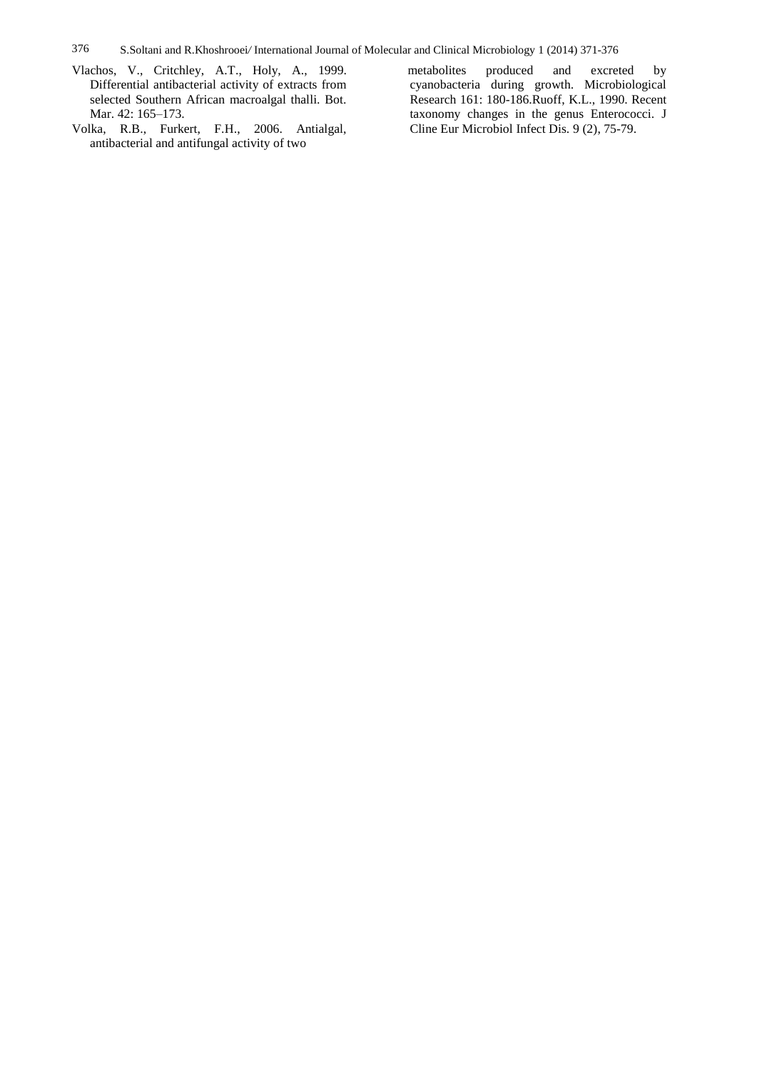Vlachos, V., Critchley, A.T., Holy, A., 1999. Differential antibacterial activity of extracts from selected Southern African macroalgal thalli. Bot. Mar. 42: 165–173.

Volka, R.B., Furkert, F.H., 2006. Antialgal, antibacterial and antifungal activity of two metabolites produced and excreted by cyanobacteria during growth. Microbiological Research 161: 180-186.Ruoff, K.L., 1990. Recent taxonomy changes in the genus Enterococci. J Cline Eur Microbiol Infect Dis. 9 (2), 75-79.